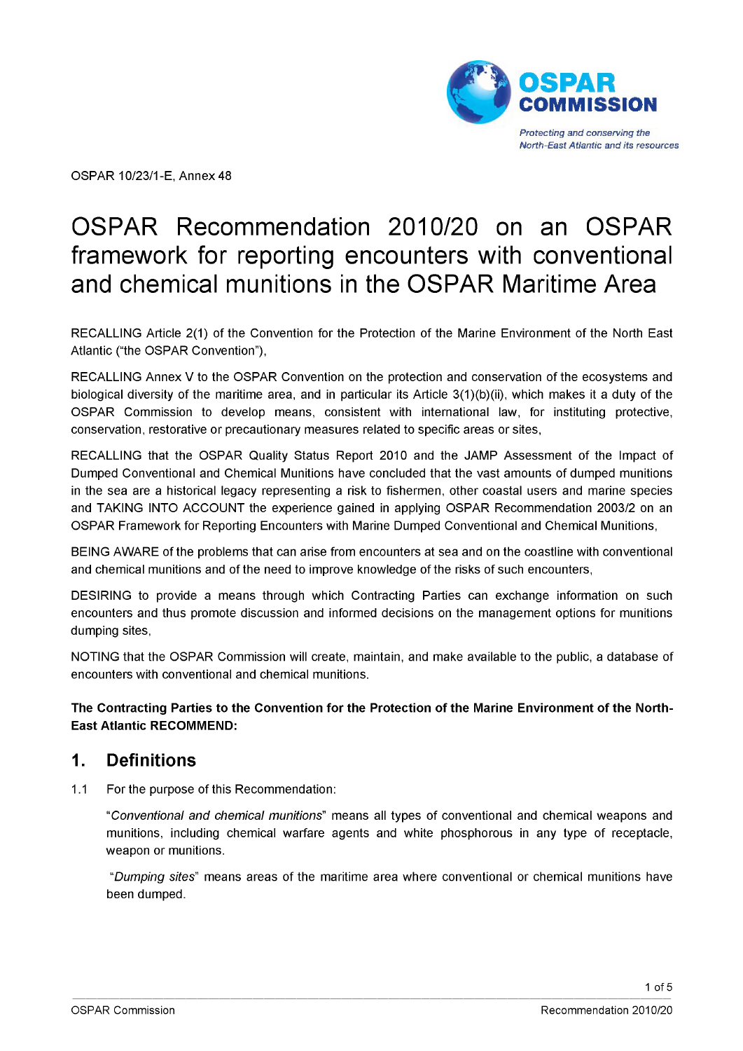OSPAR 10/23/1-E, Annex 48

# OSPAR Recommendation 2010/20 on an OSPAR framework for reporting encounters with conventional and chemical munitions in the OSPAR Maritime Area

RECALLING Article 2(1) of the Convention for the Protection of the Marine Environment of the North East Atlantic ("the OSPAR Convention"),

RECALLING Annex V to the OSPAR Convention on the protection and conservation of the ecosystems and biological diversity of the maritime area, and in particular its Article 3(1)(b)(ii), which makes it a duty of the OSPAR Commission to develop means, consistent with international law, for instituting protective, conservation, restorative or precautionary measures related to specific areas or sites,

RECALLING that the OSPAR Quality Status Report 2010 and the JAMP Assessment of the Impact of Dumped Conventional and Chemical Munitions have concluded that the vast amounts of dumped munitions in the sea are a historical legacy representing a risk to fishermen, other coastal users and marine species and TAKING INTO ACCOUNT the experience gained in applying OSPAR Recommendation 2003/2 on an OSPAR Framework for Reporting Encounters with Marine Dumped Conventional and Chemical Munitions,

BEING AWARE of the problems that can arise from encounters at sea and on the coastline with conventional and chemical munitions and of the need to improve knowledge of the risks of such encounters,

DESIRING to provide a means through which Contracting Parties can exchange information on such encounters and thus promote discussion and informed decisions on the management options for munitions dumping sites,

NOTING that the OSPAR Commission will create, maintain, and make available to the public, a database of encounters with conventional and chemical munitions.

**The Contracting Parties to the Convention for the Protection of the Marine Environment of the North-East Atlantic RECOMMEND:**

## 1. Definitions

1.1 For the purpose of this Recommendation:

"*Conventional and chemical munitions*" means all types of conventional and chemical weapons and munitions, including chemical warfare agents and white phosphorous in any type of receptacle, weapon or munitions.

"*Dumping sites*" means areas of the maritime area where conventional or chemical munitions have been dumped.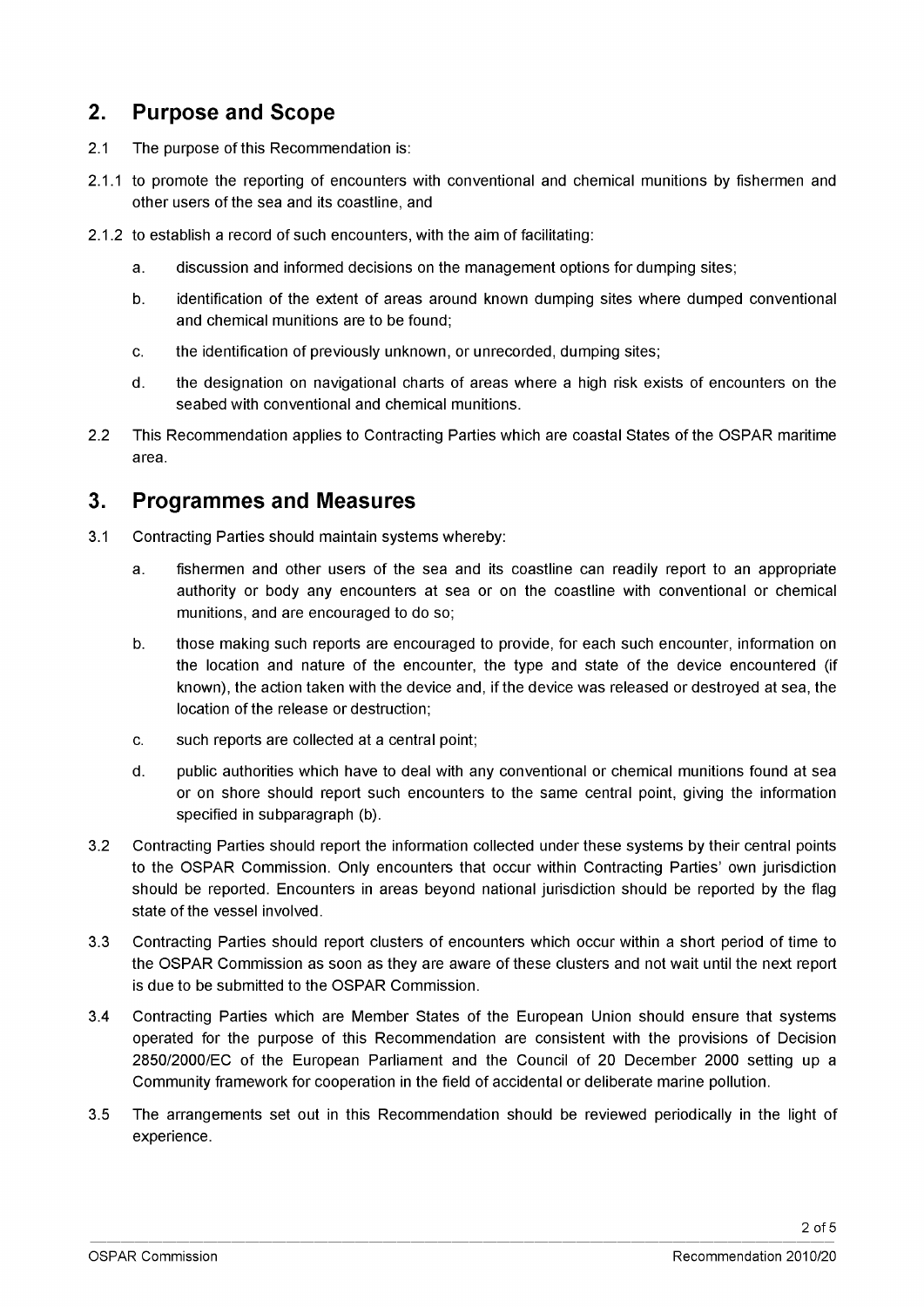## 2. Purpose and Scope

2.1 The purpose of this Recommendation is:

2.1.1 to promote the reporting of encounters with conventional and chemical munitions by fishermen and other users of the sea and its coastline, and

2.1.2 to establish a record of such encounters, with the aim of facilitating:

a. discussion and informed decisions on the management options for dumping sites;

b. identification of the extent of areas around known dumping sites where dumped conventional and chemical munitions are to be found;

c. the identification of previously unknown, or unrecorded, dumping sites;

d. the designation on navigational charts of areas where a high risk exists of encounters on the seabed with conventional and chemical munitions.

2.2 This Recommendation applies to Contracting Parties which are coastal States of the OSPAR maritime area.

## 3. Programmes and Measures

3.1 Contracting Parties should maintain systems whereby:

a. fishermen and other users of the sea and its coastline can readily report to an appropriate authority or body any encounters at sea or on the coastline with conventional or chemical munitions, and are encouraged to do so;

b. those making such reports are encouraged to provide, for each such encounter, information on the location and nature of the encounter, the type and state of the device encountered (if known), the action taken with the device and, if the device was released or destroyed at sea, the location of the release or destruction;

c. such reports are collected at a central point;

d. public authorities which have to deal with any conventional or chemical munitions found at sea or on shore should report such encounters to the same central point, giving the information specified in subparagraph (b).

3.2 Contracting Parties should report the information collected under these systems by their central points to the OSPAR Commission. Only encounters that occur within Contracting Parties' own jurisdiction should be reported. Encounters in areas beyond national jurisdiction should be reported by the flag state of the vessel involved.

3.3 Contracting Parties should report clusters of encounters which occur within a short period of time to the OSPAR Commission as soon as they are aware of these clusters and not wait until the next report is due to be submitted to the OSPAR Commission.

3.4 Contracting Parties which are Member States of the European Union should ensure that systems operated for the purpose of this Recommendation are consistent with the provisions of Decision 2850/2000/EC of the European Parliament and the Council of 20 December 2000 setting up a Community framework for cooperation in the field of accidental or deliberate marine pollution.

3.5 The arrangements set out in this Recommendation should be reviewed periodically in the light of experience.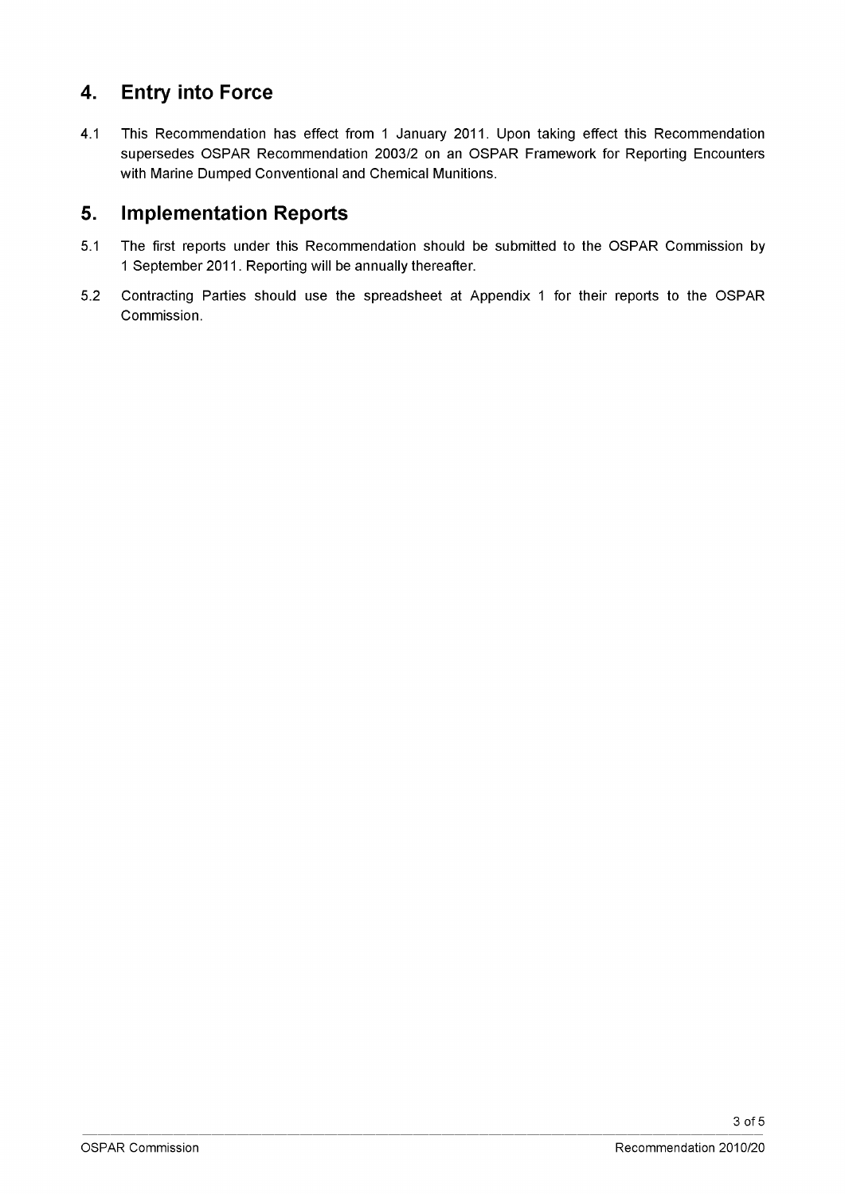## 4. Entry into Force

4.1 This Recommendation has effect from 1 January 2011. Upon taking effect this Recommendation supersedes OSPAR Recommendation 2003/2 on an OSPAR Framework for Reporting Encounters with Marine Dumped Conventional and Chemical Munitions.

## 5. Implementation Reports

5.1 The first reports under this Recommendation should be submitted to the OSPAR Commission by 1 September 2011. Reporting will be annually thereafter.

5.2 Contracting Parties should use the spreadsheet at Appendix 1 for their reports to the OSPAR Commission.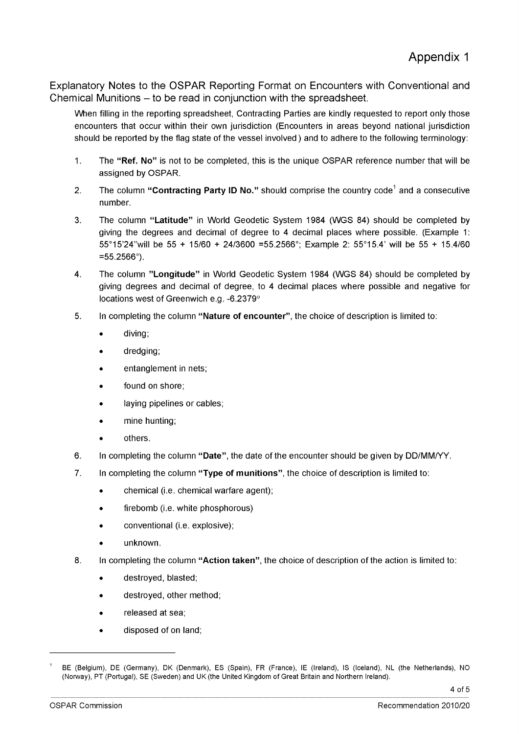# Appendix 1

## Explanatory Notes to the OSPAR Reporting Format on Encounters with Conventional and Chemical Munitions – to be read in conjunction with the spreadsheet.

When filling in the reporting spreadsheet, Contracting Parties are kindly requested to report only those encounters that occur within their own jurisdiction (Encounters in areas beyond national jurisdiction should be reported by the flag state of the vessel involved) and to adhere to the following terminology:

1. The **"Ref. No"** is not to be completed, this is the unique OSPAR reference number that will be assigned by OSPAR.

2. The column **"Contracting Party ID No."** should comprise the country code[1] and a consecutive number.

3. The column **"Latitude"** in World Geodetic System 1984 (WGS 84) should be completed by giving the degrees and decimal of degree to 4 decimal places where possible. (Example 1: 55°15'24"will be 55 + 15/60 + 24/3600 =55.2566°; Example 2: 55°15.4' will be 55 + 15.4/60 =55.2566°).

4. The column **"Longitude"** in World Geodetic System 1984 (WGS 84) should be completed by giving degrees and decimal of degree, to 4 decimal places where possible and negative for locations west of Greenwich e.g. -6.2379°

5. In completing the column **"Nature of encounter"**, the choice of description is limited to:
   - diving;
   - dredging;
   - entanglement in nets;
   - found on shore;
   - laying pipelines or cables;
   - mine hunting;
   - others.

6. In completing the column **"Date"**, the date of the encounter should be given by DD/MM/YY.

7. In completing the column **"Type of munitions"**, the choice of description is limited to:
   - chemical (i.e. chemical warfare agent);
   - firebomb (i.e. white phosphorous)
   - conventional (i.e. explosive);
   - unknown.

8. In completing the column **"Action taken"**, the choice of description of the action is limited to:
   - destroyed, blasted;
   - destroyed, other method;
   - released at sea;
   - disposed of on land;

---

[1] BE (Belgium), DE (Germany), DK (Denmark), ES (Spain), FR (France), IE (Ireland), IS (Iceland), NL (the Netherlands), NO (Norway), PT (Portugal), SE (Sweden) and UK (the United Kingdom of Great Britain and Northern Ireland).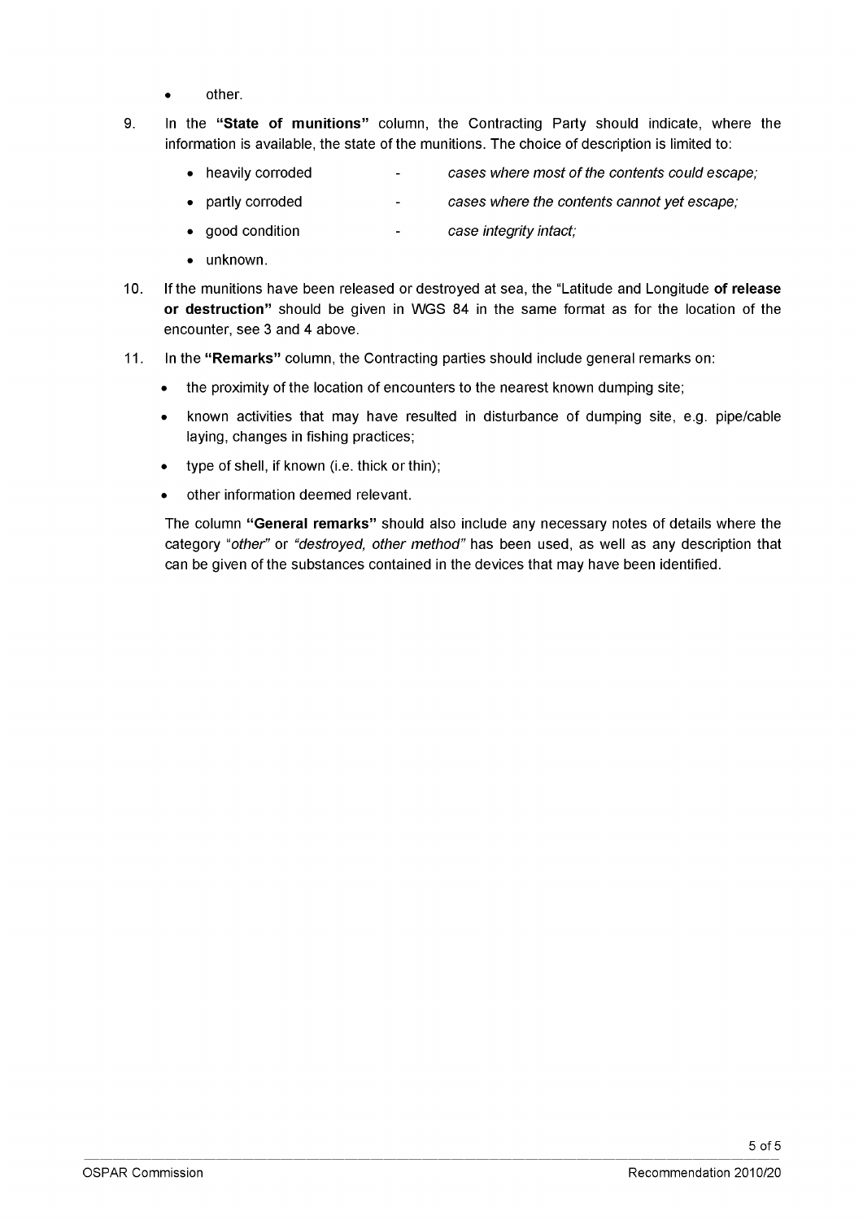- other.

9. In the **"State of munitions"** column, the Contracting Party should indicate, where the information is available, the state of the munitions. The choice of description is limited to:

   - heavily corroded - *cases where most of the contents could escape;*
   - partly corroded - *cases where the contents cannot yet escape;*
   - good condition - *case integrity intact;*
   - unknown.

10. If the munitions have been released or destroyed at sea, the "Latitude and Longitude **of release or destruction"** should be given in WGS 84 in the same format as for the location of the encounter, see 3 and 4 above.

11. In the **"Remarks"** column, the Contracting parties should include general remarks on:

    - the proximity of the location of encounters to the nearest known dumping site;
    - known activities that may have resulted in disturbance of dumping site, e.g. pipe/cable laying, changes in fishing practices;
    - type of shell, if known (i.e. thick or thin);
    - other information deemed relevant.

    The column **"General remarks"** should also include any necessary notes of details where the category "*other*" or *"destroyed, other method"* has been used, as well as any description that can be given of the substances contained in the devices that may have been identified.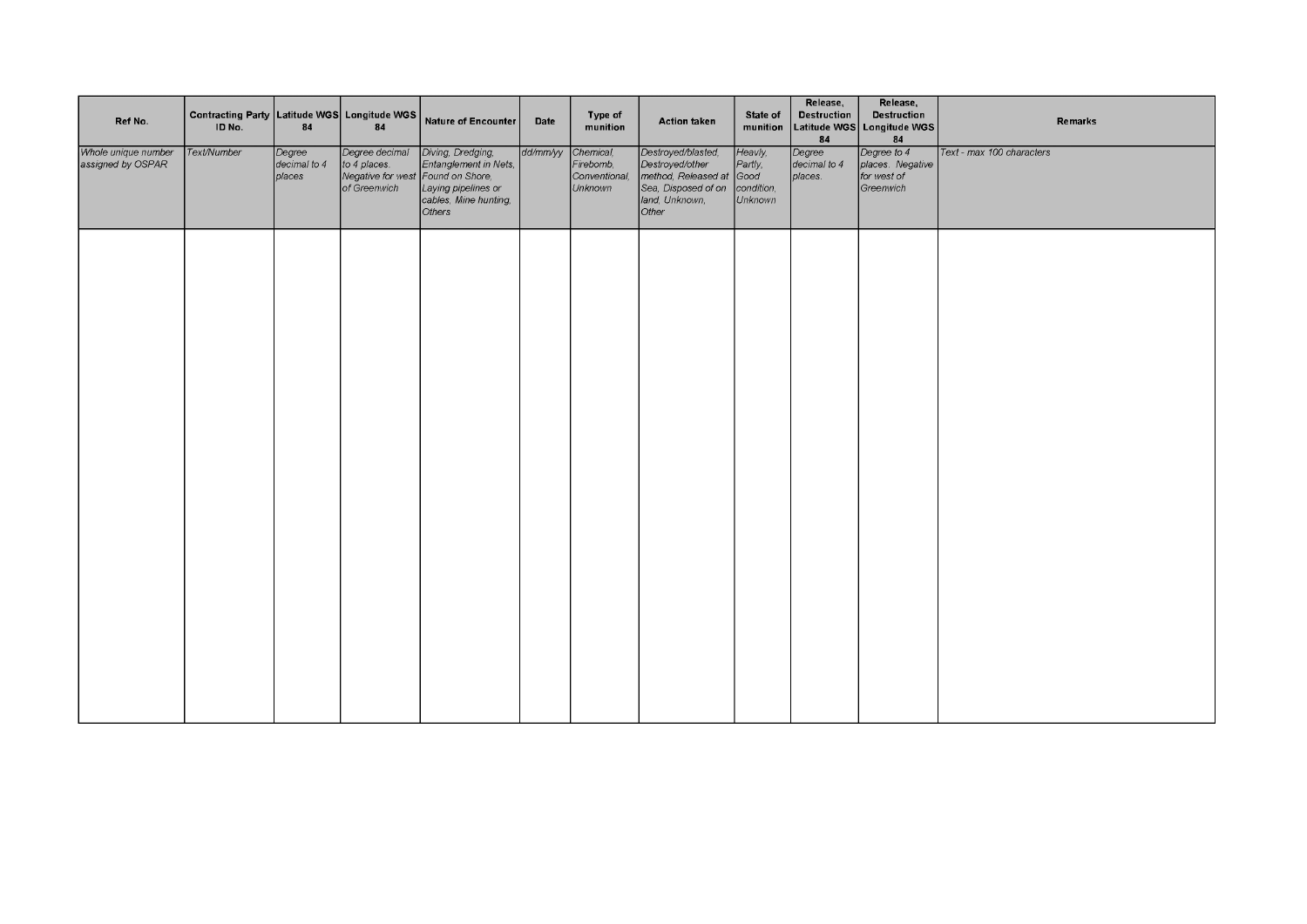| Ref No. | Contracting Party ID No. | Latitude WGS 84 | Longitude WGS 84 | Nature of Encounter | Date | Type of munition | Action taken | State of munition | Release, Destruction Latitude WGS 84 | Release, Destruction Longitude WGS 84 | Remarks |
|---|---|---|---|---|---|---|---|---|---|---|---|
| *Whole unique number assigned by OSPAR* | *Text/Number* | *Degree decimal to 4 places* | *Degree decimal to 4 places. Negative for west of Greenwich* | *Diving, Dredging, Entanglement in Nets, Found on Shore, Laying pipelines or cables, Mine hunting, Others* | *dd/mm/yy* | *Chemical, Firebomb, Conventional, Unknown* | *Destroyed/blasted, Destroyed/other method, Released at Sea, Disposed of on land, Unknown, Other* | *Heavly, Partly, Good condition, Unknown* | *Degree decimal to 4 places.* | *Degree to 4 places. Negative for west of Greenwich* | *Text - max 100 characters* |
| | | | | | | | | | | | |